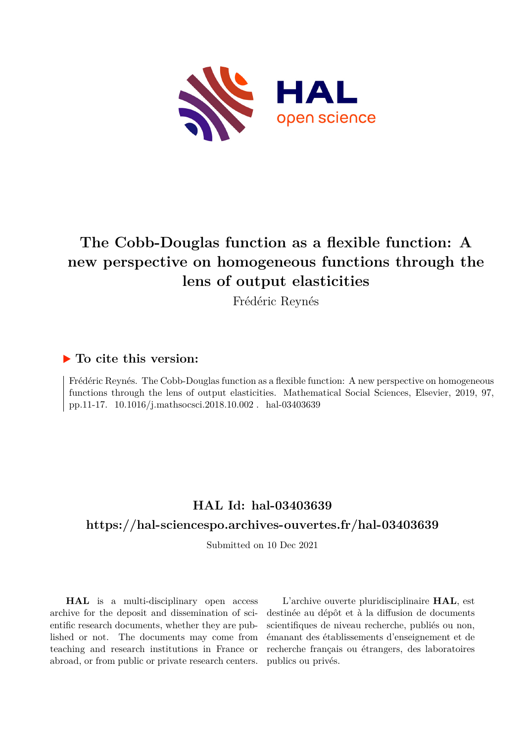# The Cobb-Douglas function as a flexible function: A new perspective on homogeneous functions through the lens of output elasticities

Frédéric Reynés

## ▶ To cite this version:

Frédéric Reynés. The Cobb-Douglas function as a flexible function: A new perspective on homogeneous functions through the lens of output elasticities. Mathematical Social Sciences, Elsevier, 2019, 97, pp.11-17. 10.1016/j.mathsocsci.2018.10.002 . hal-03403639

## HAL Id: hal-03403639

## https://hal-sciencespo.archives-ouvertes.fr/hal-03403639

Submitted on 10 Dec 2021

**HAL** is a multi-disciplinary open access archive for the deposit and dissemination of scientific research documents, whether they are published or not. The documents may come from teaching and research institutions in France or abroad, or from public or private research centers.

L'archive ouverte pluridisciplinaire **HAL**, est destinée au dépôt et à la diffusion de documents scientifiques de niveau recherche, publiés ou non, émanant des établissements d'enseignement et de recherche français ou étrangers, des laboratoires publics ou privés.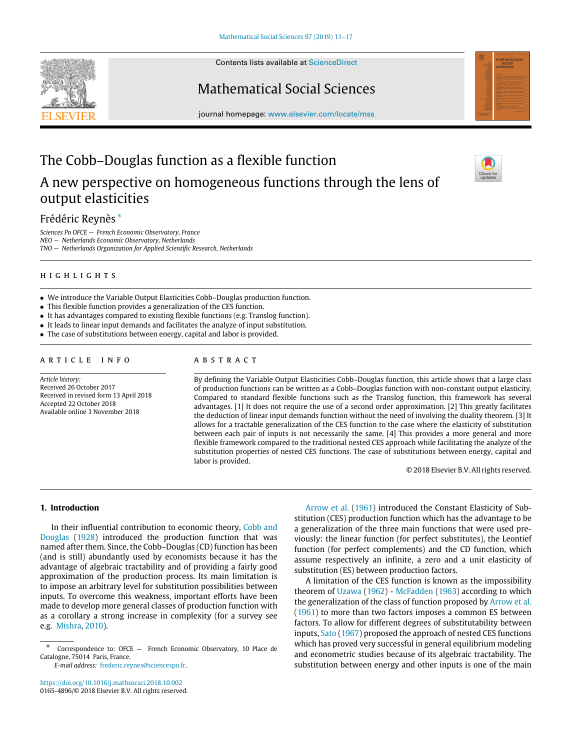# The Cobb–Douglas function as a flexible function

## A new perspective on homogeneous functions through the lens of output elasticities

Frédéric Reynès *

*Sciences Po OFCE — French Economic Observatory, France*
*NEO — Netherlands Economic Observatory, Netherlands*
*TNO — Netherlands Organization for Applied Scientific Research, Netherlands*

### HIGHLIGHTS

- We introduce the Variable Output Elasticities Cobb–Douglas production function.
- This flexible function provides a generalization of the CES function.
- It has advantages compared to existing flexible functions (e.g. Translog function).
- It leads to linear input demands and facilitates the analyze of input substitution.
- The case of substitutions between energy, capital and labor is provided.

### ARTICLE INFO

*Article history:*
Received 26 October 2017
Received in revised form 13 April 2018
Accepted 22 October 2018
Available online 3 November 2018

### ABSTRACT

By defining the Variable Output Elasticities Cobb–Douglas function, this article shows that a large class of production functions can be written as a Cobb–Douglas function with non-constant output elasticity. Compared to standard flexible functions such as the Translog function, this framework has several advantages. [1] It does not require the use of a second order approximation. [2] This greatly facilitates the deduction of linear input demands function without the need of involving the duality theorem. [3] It allows for a tractable generalization of the CES function to the case where the elasticity of substitution between each pair of inputs is not necessarily the same. [4] This provides a more general and more flexible framework compared to the traditional nested CES approach while facilitating the analyze of the substitution properties of nested CES functions. The case of substitutions between energy, capital and labor is provided.

© 2018 Elsevier B.V. All rights reserved.

## 1. Introduction

In their influential contribution to economic theory, Cobb and Douglas (1928) introduced the production function that was named after them. Since, the Cobb–Douglas (CD) function has been (and is still) abundantly used by economists because it has the advantage of algebraic tractability and of providing a fairly good approximation of the production process. Its main limitation is to impose an arbitrary level for substitution possibilities between inputs. To overcome this weakness, important efforts have been made to develop more general classes of production function with as a corollary a strong increase in complexity (for a survey see e.g. Mishra, 2010).

Arrow et al. (1961) introduced the Constant Elasticity of Substitution (CES) production function which has the advantage to be a generalization of the three main functions that were used previously: the linear function (for perfect substitutes), the Leontief function (for perfect complements) and the CD function, which assume respectively an infinite, a zero and a unit elasticity of substitution (ES) between production factors.

A limitation of the CES function is known as the impossibility theorem of Uzawa (1962) - McFadden (1963) according to which the generalization of the class of function proposed by Arrow et al. (1961) to more than two factors imposes a common ES between factors. To allow for different degrees of substitutability between inputs, Sato (1967) proposed the approach of nested CES functions which has proved very successful in general equilibrium modeling and econometric studies because of its algebraic tractability. The substitution between energy and other inputs is one of the main

* Correspondence to: OFCE — French Economic Observatory, 10 Place de Catalogne, 75014 Paris, France.
*E-mail address:* frederic.reynes@sciencespo.fr.

https://doi.org/10.1016/j.mathsocsci.2018.10.002
0165-4896/© 2018 Elsevier B.V. All rights reserved.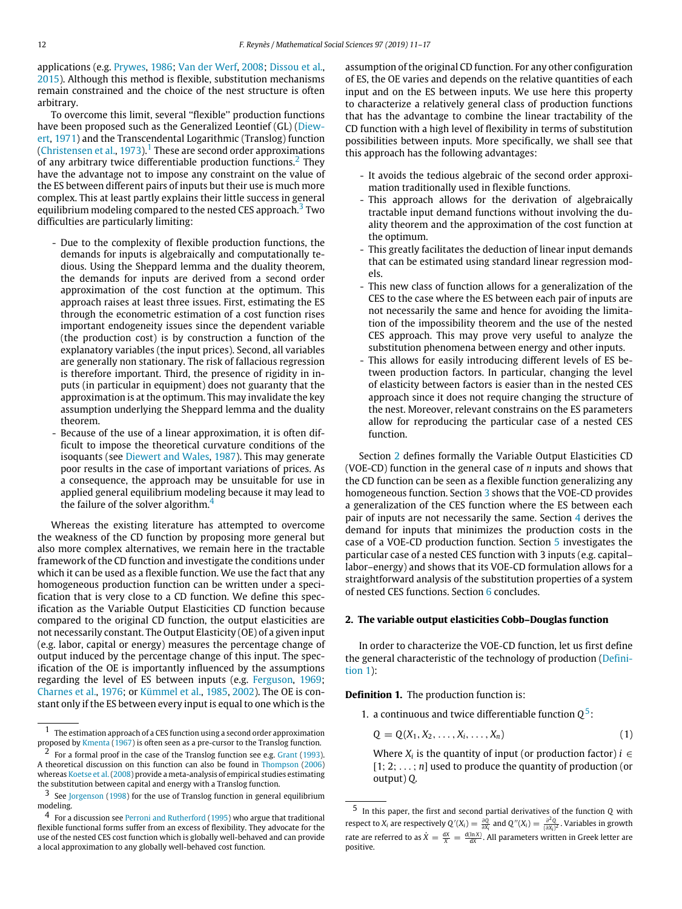applications (e.g. Prywes, 1986; Van der Werf, 2008; Dissou et al., 2015). Although this method is flexible, substitution mechanisms remain constrained and the choice of the nest structure is often arbitrary.

To overcome this limit, several "flexible" production functions have been proposed such as the Generalized Leontief (GL) (Diewert, 1971) and the Transcendental Logarithmic (Translog) function (Christensen et al., 1973).[1] These are second order approximations of any arbitrary twice differentiable production functions.[2] They have the advantage not to impose any constraint on the value of the ES between different pairs of inputs but their use is much more complex. This at least partly explains their little success in general equilibrium modeling compared to the nested CES approach.[3] Two difficulties are particularly limiting:

- Due to the complexity of flexible production functions, the demands for inputs is algebraically and computationally tedious. Using the Sheppard lemma and the duality theorem, the demands for inputs are derived from a second order approximation of the cost function at the optimum. This approach raises at least three issues. First, estimating the ES through the econometric estimation of a cost function rises important endogeneity issues since the dependent variable (the production cost) is by construction a function of the explanatory variables (the input prices). Second, all variables are generally non stationary. The risk of fallacious regression is therefore important. Third, the presence of rigidity in inputs (in particular in equipment) does not guaranty that the approximation is at the optimum. This may invalidate the key assumption underlying the Sheppard lemma and the duality theorem.
- Because of the use of a linear approximation, it is often difficult to impose the theoretical curvature conditions of the isoquants (see Diewert and Wales, 1987). This may generate poor results in the case of important variations of prices. As a consequence, the approach may be unsuitable for use in applied general equilibrium modeling because it may lead to the failure of the solver algorithm.[4]

Whereas the existing literature has attempted to overcome the weakness of the CD function by proposing more general but also more complex alternatives, we remain here in the tractable framework of the CD function and investigate the conditions under which it can be used as a flexible function. We use the fact that any homogeneous production function can be written under a specification that is very close to a CD function. We define this specification as the Variable Output Elasticities CD function because compared to the original CD function, the output elasticities are not necessarily constant. The Output Elasticity (OE) of a given input (e.g. labor, capital or energy) measures the percentage change of output induced by the percentage change of this input. The specification of the OE is importantly influenced by the assumptions regarding the level of ES between inputs (e.g. Ferguson, 1969; Charnes et al., 1976; or Kümmel et al., 1985, 2002). The OE is constant only if the ES between every input is equal to one which is the assumption of the original CD function. For any other configuration of ES, the OE varies and depends on the relative quantities of each input and on the ES between inputs. We use here this property to characterize a relatively general class of production functions that has the advantage to combine the linear tractability of the CD function with a high level of flexibility in terms of substitution possibilities between inputs. More specifically, we shall see that this approach has the following advantages:

- It avoids the tedious algebraic of the second order approximation traditionally used in flexible functions.
- This approach allows for the derivation of algebraically tractable input demand functions without involving the duality theorem and the approximation of the cost function at the optimum.
- This greatly facilitates the deduction of linear input demands that can be estimated using standard linear regression models.
- This new class of function allows for a generalization of the CES to the case where the ES between each pair of inputs are not necessarily the same and hence for avoiding the limitation of the impossibility theorem and the use of the nested CES approach. This may prove very useful to analyze the substitution phenomena between energy and other inputs.
- This allows for easily introducing different levels of ES between production factors. In particular, changing the level of elasticity between factors is easier than in the nested CES approach since it does not require changing the structure of the nest. Moreover, relevant constrains on the ES parameters allow for reproducing the particular case of a nested CES function.

Section 2 defines formally the Variable Output Elasticities CD (VOE-CD) function in the general case of $n$ inputs and shows that the CD function can be seen as a flexible function generalizing any homogeneous function. Section 3 shows that the VOE-CD provides a generalization of the CES function where the ES between each pair of inputs are not necessarily the same. Section 4 derives the demand for inputs that minimizes the production costs in the case of a VOE-CD production function. Section 5 investigates the particular case of a nested CES function with 3 inputs (e.g. capital–labor–energy) and shows that its VOE-CD formulation allows for a straightforward analysis of the substitution properties of a system of nested CES functions. Section 6 concludes.

## 2. The variable output elasticities Cobb–Douglas function

In order to characterize the VOE-CD function, let us first define the general characteristic of the technology of production (Definition 1):

**Definition 1.** The production function is:

1. a continuous and twice differentiable function $Q$[5]:

$$Q = Q(X_1, X_2, \ldots, X_i, \ldots, X_n) \tag{1}$$

Where $X_i$ is the quantity of input (or production factor) $i \in [1; 2; \ldots; n]$ used to produce the quantity of production (or output) $Q$.

---

[1] The estimation approach of a CES function using a second order approximation proposed by Kmenta (1967) is often seen as a pre-cursor to the Translog function.

[2] For a formal proof in the case of the Translog function see e.g. Grant (1993). A theoretical discussion on this function can also be found in Thompson (2006) whereas Koetse et al. (2008) provide a meta-analysis of empirical studies estimating the substitution between capital and energy with a Translog function.

[3] See Jorgenson (1998) for the use of Translog function in general equilibrium modeling.

[4] For a discussion see Perroni and Rutherford (1995) who argue that traditional flexible functional forms suffer from an excess of flexibility. They advocate for the use of the nested CES cost function which is globally well-behaved and can provide a local approximation to any globally well-behaved cost function.

[5] In this paper, the first and second partial derivatives of the function $Q$ with respect to $X_i$ are respectively $Q'(X_i) = \frac{\partial Q}{\partial X_i}$ and $Q''(X_i) = \frac{\partial^2 Q}{(\partial X_i)^2}$. Variables in growth rate are referred to as $\dot{X} = \frac{dX}{X} = \frac{d(\ln X)}{dX}$. All parameters written in Greek letter are positive.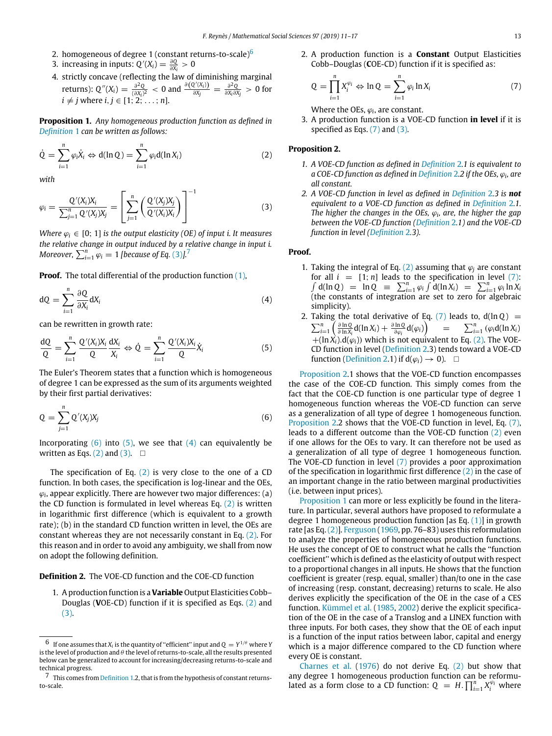2. homogeneous of degree 1 (constant returns-to-scale)[6]
3. increasing in inputs: $Q'(X_i) = \frac{\partial Q}{\partial X_i} > 0$
4. strictly concave (reflecting the law of diminishing marginal returns): $Q''(X_i) = \frac{\partial^2 Q}{(\partial X_i)^2} < 0$ and $\frac{\partial(Q'(X_i))}{\partial X_j} = \frac{\partial^2 Q}{\partial X_i \partial X_j} > 0$ for $i \neq j$ where $i, j \in [1; 2; \ldots; n]$.

**Proposition 1.** *Any homogeneous production function as defined in Definition 1 can be written as follows:*

$$\dot{Q} = \sum_{i=1}^{n} \varphi_i \dot{X}_i \Leftrightarrow \mathrm{d}(\ln Q) = \sum_{i=1}^{n} \varphi_i \mathrm{d}(\ln X_i) \tag{2}$$

*with*

$$\varphi_i = \frac{Q'(X_i)X_i}{\sum_{j=1}^{n} Q'(X_j)X_j} = \left[\sum_{j=1}^{n} \left(\frac{Q'(X_j)X_j}{Q'(X_i)X_i}\right)\right]^{-1} \tag{3}$$

*Where $\varphi_i \in [0; 1]$ is the output elasticity (OE) of input i. It measures the relative change in output induced by a relative change in input i. Moreover, $\sum_{i=1}^{n} \varphi_i = 1$ [because of Eq. (3)].*[7]

**Proof.** The total differential of the production function (1),

$$\mathrm{d}Q = \sum_{i=1}^{n} \frac{\partial Q}{\partial X_i} \mathrm{d}X_i \tag{4}$$

can be rewritten in growth rate:

$$\frac{\mathrm{d}Q}{Q} = \sum_{i=1}^{n} \frac{Q'(X_i)X_i}{Q} \frac{\mathrm{d}X_i}{X_i} \Leftrightarrow \dot{Q} = \sum_{i=1}^{n} \frac{Q'(X_i)X_i}{Q} \dot{X}_i \tag{5}$$

The Euler's Theorem states that a function which is homogeneous of degree 1 can be expressed as the sum of its arguments weighted by their first partial derivatives:

$$Q = \sum_{j=1}^{n} Q'(X_j)X_j \tag{6}$$

Incorporating (6) into (5), we see that (4) can equivalently be written as Eqs. (2) and (3). □

The specification of Eq. (2) is very close to the one of a CD function. In both cases, the specification is log-linear and the OEs, $\varphi_i$, appear explicitly. There are however two major differences: (a) the CD function is formulated in level whereas Eq. (2) is written in logarithmic first difference (which is equivalent to a growth rate); (b) in the standard CD function written in level, the OEs are constant whereas they are not necessarily constant in Eq. (2). For this reason and in order to avoid any ambiguity, we shall from now on adopt the following definition.

**Definition 2.** The VOE-CD function and the COE-CD function

1. A production function is a **Variable** Output Elasticities Cobb–Douglas (**V**OE-CD) function if it is specified as Eqs. (2) and (3).
2. A production function is a **Constant** Output Elasticities Cobb–Douglas (**C**OE-CD) function if it is specified as:

$$Q = \prod_{i=1}^{n} X_i^{\varphi_i} \Leftrightarrow \ln Q = \sum_{i=1}^{n} \varphi_i \ln X_i \tag{7}$$

Where the OEs, $\varphi_i$, are constant.

3. A production function is a VOE-CD function **in level** if it is specified as Eqs. (7) and (3).

**Proposition 2.**

1. *A VOE-CD function as defined in Definition 2.1 is equivalent to a COE-CD function as defined in Definition 2.2 if the OEs, $\varphi_i$, are all constant.*
2. *A VOE-CD function in level as defined in Definition 2.3 is **not** equivalent to a VOE-CD function as defined in Definition 2.1. The higher the changes in the OEs, $\varphi_i$, are, the higher the gap between the VOE-CD function (Definition 2.1) and the VOE-CD function in level (Definition 2.3).*

**Proof.**

1. Taking the integral of Eq. (2) assuming that $\varphi_j$ are constant for all $i = [1; n]$ leads to the specification in level (7): $\int \mathrm{d}(\ln Q) = \ln Q \equiv \sum_{i=1}^{n} \varphi_i \int \mathrm{d}(\ln X_i) = \sum_{i=1}^{n} \varphi_i \ln X_i$ (the constants of integration are set to zero for algebraic simplicity).
2. Taking the total derivative of Eq. (7) leads to, $\mathrm{d}(\ln Q) = \sum_{i=1}^{n} \left(\frac{\partial \ln Q}{\partial \ln X_i} \mathrm{d}(\ln X_i) + \frac{\partial \ln Q}{\partial \varphi_i} \mathrm{d}(\varphi_i)\right) = \sum_{i=1}^{n} (\varphi_i \mathrm{d}(\ln X_i) + (\ln X_i).\mathrm{d}(\varphi_i))$ which is not equivalent to Eq. (2). The VOE-CD function in level (Definition 2.3) tends toward a VOE-CD function (Definition 2.1) if $\mathrm{d}(\varphi_i) \to 0$). □

Proposition 2.1 shows that the VOE-CD function encompasses the case of the COE-CD function. This simply comes from the fact that the COE-CD function is one particular type of degree 1 homogeneous function whereas the VOE-CD function can serve as a generalization of all type of degree 1 homogeneous function. Proposition 2.2 shows that the VOE-CD function in level, Eq. (7), leads to a different outcome than the VOE-CD function (2) even if one allows for the OEs to vary. It can therefore not be used as a generalization of all type of degree 1 homogeneous function. The VOE-CD function in level (7) provides a poor approximation of the specification in logarithmic first difference (2) in the case of an important change in the ratio between marginal productivities (i.e. between input prices).

Proposition 1 can more or less explicitly be found in the literature. In particular, several authors have proposed to reformulate a degree 1 homogeneous production function [as Eq. (1)] in growth rate [as Eq. (2)]. Ferguson (1969, pp. 76–83) uses this reformulation to analyze the properties of homogeneous production functions. He uses the concept of OE to construct what he calls the "function coefficient" which is defined as the elasticity of output with respect to a proportional changes in all inputs. He shows that the function coefficient is greater (resp. equal, smaller) than/to one in the case of increasing (resp. constant, decreasing) returns to scale. He also derives explicitly the specification of the OE in the case of a CES function. Kümmel et al. (1985, 2002) derive the explicit specification of the OE in the case of a Translog and a LINEX function with three inputs. For both cases, they show that the OE of each input is a function of the input ratios between labor, capital and energy which is a major difference compared to the CD function where every OE is constant.

Charnes et al. (1976) do not derive Eq. (2) but show that any degree 1 homogeneous production function can be reformulated as a form close to a CD function: $Q = H.\prod_{i=1}^{n} X_i^{\varphi_i}$ where

[6] If one assumes that $X_i$ is the quantity of "efficient" input and $Q = Y^{1/\theta}$ where $Y$ is the level of production and $\theta$ the level of returns-to-scale, all the results presented below can be generalized to account for increasing/decreasing returns-to-scale and technical progress.

[7] This comes from Definition 1.2, that is from the hypothesis of constant returns-to-scale.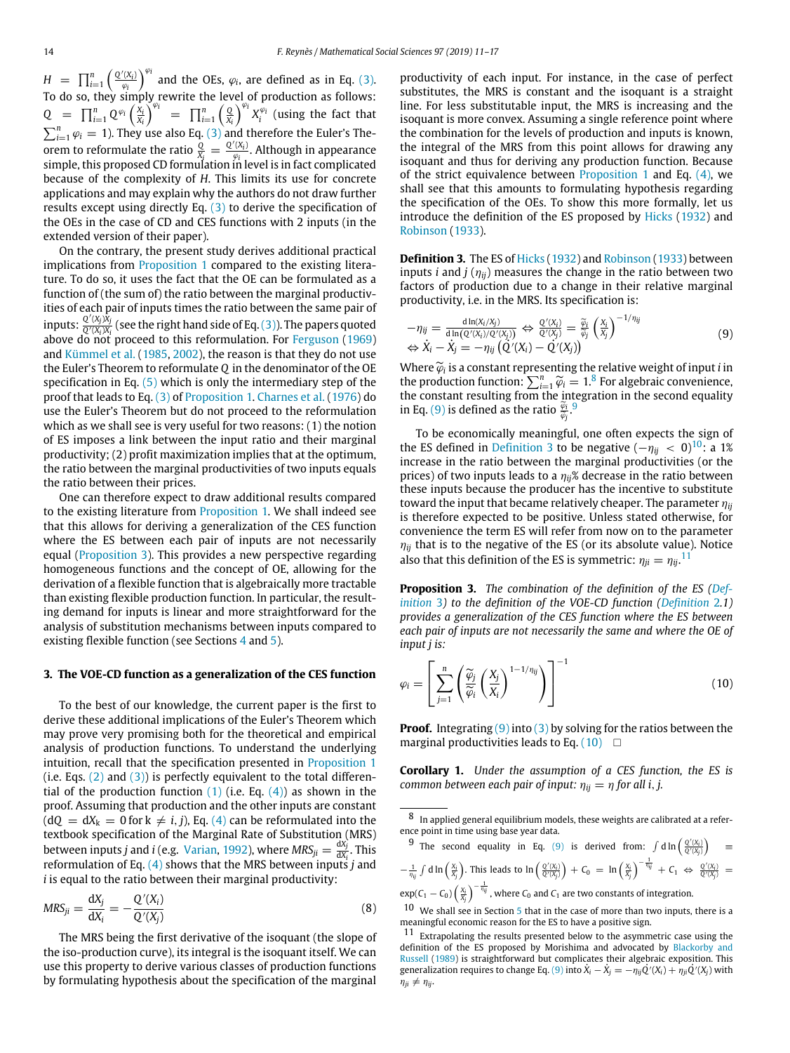$H = \prod_{i=1}^{n}\left(\frac{Q'(X_i)}{\varphi_i}\right)^{\varphi_i}$ and the OEs, $\varphi_i$, are defined as in Eq. (3). To do so, they simply rewrite the level of production as follows: $Q = \prod_{i=1}^{n} Q^{\varphi_i}\left(\frac{X_i}{X_i}\right)^{\varphi_i} = \prod_{i=1}^{n}\left(\frac{Q}{X_i}\right)^{\varphi_i} X_i^{\varphi_i}$ (using the fact that $\sum_{i=1}^{n}\varphi_i = 1$). They use also Eq. (3) and therefore the Euler's Theorem to reformulate the ratio $\frac{Q}{X_i} = \frac{Q'(X_i)}{\varphi_i}$. Although in appearance simple, this proposed CD formulation in level is in fact complicated because of the complexity of $H$. This limits its use for concrete applications and may explain why the authors do not draw further results except using directly Eq. (3) to derive the specification of the OEs in the case of CD and CES functions with 2 inputs (in the extended version of their paper).

On the contrary, the present study derives additional practical implications from Proposition 1 compared to the existing literature. To do so, it uses the fact that the OE can be formulated as a function of (the sum of) the ratio between the marginal productivities of each pair of inputs times the ratio between the same pair of inputs: $\frac{Q'(X_j)X_j}{Q'(X_i)X_i}$ (see the right hand side of Eq. (3)). The papers quoted above do not proceed to this reformulation. For Ferguson (1969) and Kümmel et al. (1985, 2002), the reason is that they do not use the Euler's Theorem to reformulate $Q$ in the denominator of the OE specification in Eq. (5) which is only the intermediary step of the proof that leads to Eq. (3) of Proposition 1. Charnes et al. (1976) do use the Euler's Theorem but do not proceed to the reformulation which as we shall see is very useful for two reasons: (1) the notion of ES imposes a link between the input ratio and their marginal productivity; (2) profit maximization implies that at the optimum, the ratio between the marginal productivities of two inputs equals the ratio between their prices.

One can therefore expect to draw additional results compared to the existing literature from Proposition 1. We shall indeed see that this allows for deriving a generalization of the CES function where the ES between each pair of inputs are not necessarily equal (Proposition 3). This provides a new perspective regarding homogeneous functions and the concept of OE, allowing for the derivation of a flexible function that is algebraically more tractable than existing flexible production function. In particular, the resulting demand for inputs is linear and more straightforward for the analysis of substitution mechanisms between inputs compared to existing flexible function (see Sections 4 and 5).

## 3. The VOE-CD function as a generalization of the CES function

To the best of our knowledge, the current paper is the first to derive these additional implications of the Euler's Theorem which may prove very promising both for the theoretical and empirical analysis of production functions. To understand the underlying intuition, recall that the specification presented in Proposition 1 (i.e. Eqs. (2) and (3)) is perfectly equivalent to the total differential of the production function (1) (i.e. Eq. (4)) as shown in the proof. Assuming that production and the other inputs are constant ($dQ = dX_k = 0$ for $k \neq i, j$), Eq. (4) can be reformulated into the textbook specification of the Marginal Rate of Substitution (MRS) between inputs $j$ and $i$ (e.g. Varian, 1992), where $MRS_{ji} = \frac{dX_j}{dX_i}$. This reformulation of Eq. (4) shows that the MRS between inputs $j$ and $i$ is equal to the ratio between their marginal productivity:

$$MRS_{ji} = \frac{dX_j}{dX_i} = -\frac{Q'(X_i)}{Q'(X_j)} \tag{8}$$

The MRS being the first derivative of the isoquant (the slope of the iso-production curve), its integral is the isoquant itself. We can use this property to derive various classes of production functions by formulating hypothesis about the specification of the marginal productivity of each input. For instance, in the case of perfect substitutes, the MRS is constant and the isoquant is a straight line. For less substitutable input, the MRS is increasing and the isoquant is more convex. Assuming a single reference point where the combination for the levels of production and inputs is known, the integral of the MRS from this point allows for drawing any isoquant and thus for deriving any production function. Because of the strict equivalence between Proposition 1 and Eq. (4), we shall see that this amounts to formulating hypothesis regarding the specification of the OEs. To show this more formally, let us introduce the definition of the ES proposed by Hicks (1932) and Robinson (1933).

**Definition 3.** The ES of Hicks (1932) and Robinson (1933) between inputs $i$ and $j$ ($\eta_{ij}$) measures the change in the ratio between two factors of production due to a change in their relative marginal productivity, i.e. in the MRS. Its specification is:

$$\begin{aligned} -\eta_{ij} = \frac{d\ln(X_i/X_j)}{d\ln\left(Q'(X_i)/Q'(X_j)\right)} \Leftrightarrow \frac{Q'(X_i)}{Q'(X_j)} = \frac{\widetilde{\varphi}_i}{\widetilde{\varphi}_j}\left(\frac{X_i}{X_j}\right)^{-1/\eta_{ij}} \\ \Leftrightarrow \dot{X}_i - \dot{X}_j = -\eta_{ij}\left(\dot{Q}'(X_i) - \dot{Q}'(X_j)\right) \end{aligned} \tag{9}$$

Where $\widetilde{\varphi}_i$ is a constant representing the relative weight of input $i$ in the production function: $\sum_{i=1}^{n}\widetilde{\varphi}_i = 1$.[8] For algebraic convenience, the constant resulting from the integration in the second equality in Eq. (9) is defined as the ratio $\frac{\widetilde{\varphi}_i}{\widetilde{\varphi}_j}$.[9]

To be economically meaningful, one often expects the sign of the ES defined in Definition 3 to be negative ($-\eta_{ij} < 0$)[10]: a 1% increase in the ratio between the marginal productivities (or the prices) of two inputs leads to a $\eta_{ij}$% decrease in the ratio between these inputs because the producer has the incentive to substitute toward the input that became relatively cheaper. The parameter $\eta_{ij}$ is therefore expected to be positive. Unless stated otherwise, for convenience the term ES will refer from now on to the parameter $\eta_{ij}$ that is to the negative of the ES (or its absolute value). Notice also that this definition of the ES is symmetric: $\eta_{ji} = \eta_{ij}$.[11]

**Proposition 3.** *The combination of the definition of the ES (Definition 3) to the definition of the VOE-CD function (Definition 2.1) provides a generalization of the CES function where the ES between each pair of inputs are not necessarily the same and where the OE of input j is:*

$$\varphi_i = \left[\sum_{j=1}^{n}\left(\frac{\widetilde{\varphi}_j}{\widetilde{\varphi}_i}\left(\frac{X_j}{X_i}\right)^{1-1/\eta_{ij}}\right)\right]^{-1} \tag{10}$$

**Proof.** Integrating (9) into (3) by solving for the ratios between the marginal productivities leads to Eq. (10) □

**Corollary 1.** *Under the assumption of a CES function, the ES is common between each pair of input: $\eta_{ij} = \eta$ for all i, j.*

---

[8] In applied general equilibrium models, these weights are calibrated at a reference point in time using base year data.

[9] The second equality in Eq. (9) is derived from: $\int d\ln\left(\frac{Q'(X_i)}{Q'(X_j)}\right) \equiv -\frac{1}{\eta_{ij}}\int d\ln\left(\frac{X_i}{X_j}\right)$. This leads to $\ln\left(\frac{Q'(X_i)}{Q'(X_j)}\right) + C_0 = \ln\left(\frac{X_i}{X_j}\right)^{-\frac{1}{\eta_{ij}}} + C_1 \Leftrightarrow \frac{Q'(X_i)}{Q'(X_j)} = \exp(C_1 - C_0)\left(\frac{X_i}{X_j}\right)^{-\frac{1}{\eta_{ij}}}$, where $C_0$ and $C_1$ are two constants of integration.

[10] We shall see in Section 5 that in the case of more than two inputs, there is a meaningful economic reason for the ES to have a positive sign.

[11] Extrapolating the results presented below to the asymmetric case using the definition of the ES proposed by Morishima and advocated by Blackorby and Russell (1989) is straightforward but complicates their algebraic exposition. This generalization requires to change Eq. (9) into $\dot{X}_i - \dot{X}_j = -\eta_{ij}\dot{Q}'(X_i) + \eta_{ji}\dot{Q}'(X_j)$ with $\eta_{ji} \neq \eta_{ij}$.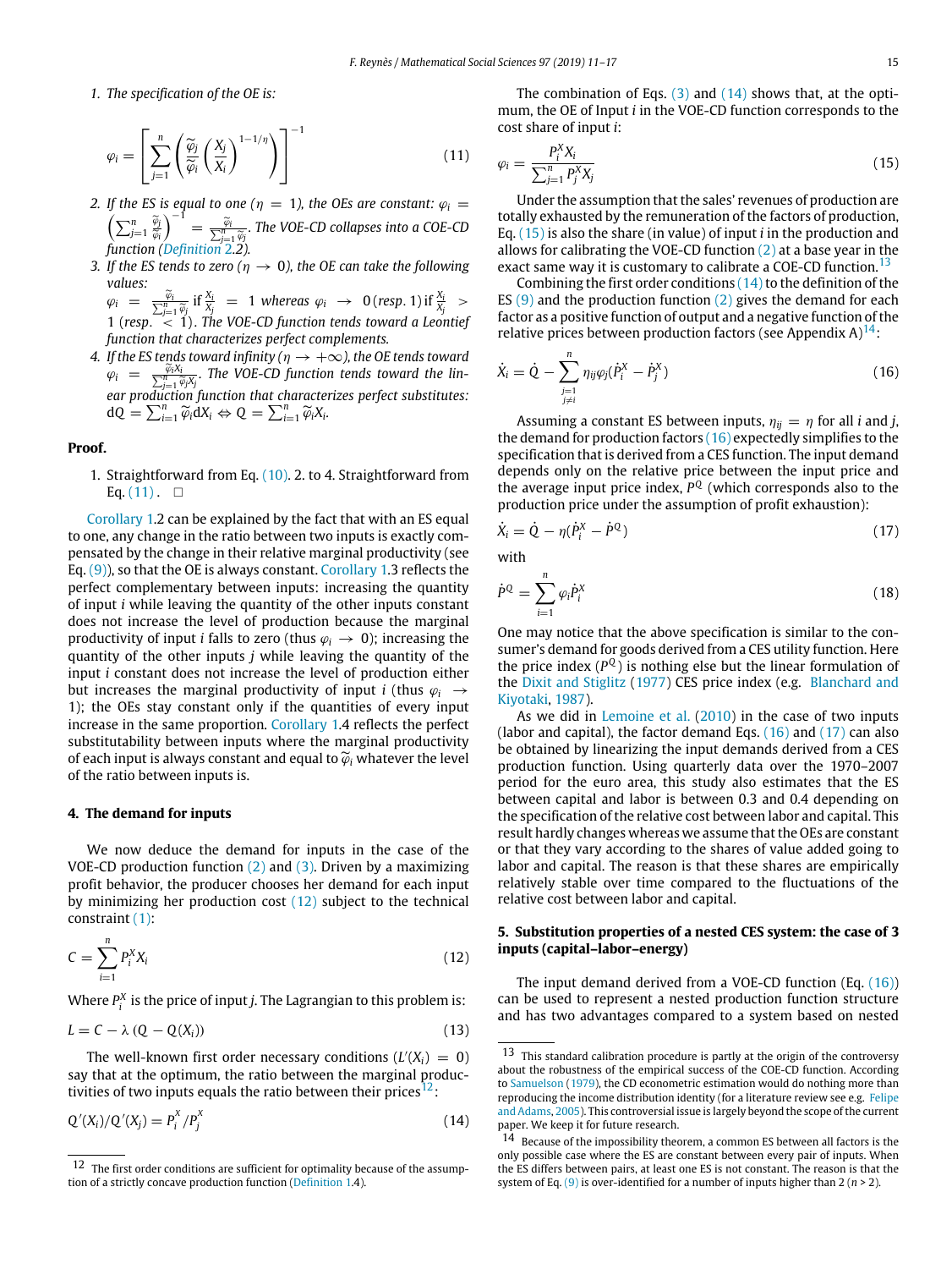1. *The specification of the OE is:*

$$\varphi_i = \left[\sum_{j=1}^{n}\left(\frac{\widetilde{\varphi}_j}{\widetilde{\varphi}_i}\left(\frac{X_j}{X_i}\right)^{1-1/\eta}\right)\right]^{-1} \tag{11}$$

2. *If the ES is equal to one ($\eta = 1$), the OEs are constant: $\varphi_i = \left(\sum_{j=1}^{n}\frac{\widetilde{\varphi}_j}{\widetilde{\varphi}_i}\right)^{-1} = \frac{\widetilde{\varphi}_i}{\sum_{j=1}^{n}\widetilde{\varphi}_j}$. The VOE-CD collapses into a COE-CD function (Definition 2.2).*
3. *If the ES tends to zero ($\eta \to 0$), the OE can take the following values:*
   *$\varphi_i = \frac{\widetilde{\varphi}_i}{\sum_{j=1}^{n}\widetilde{\varphi}_j}$ if $\frac{X_i}{X_j} = 1$ whereas $\varphi_i \to 0$ (resp. 1) if $\frac{X_i}{X_j} > 1$ (resp. $< 1$). The VOE-CD function tends toward a Leontief function that characterizes perfect complements.*
4. *If the ES tends toward infinity ($\eta \to +\infty$), the OE tends toward $\varphi_i = \frac{\widetilde{\varphi}_i X_i}{\sum_{j=1}^{n}\widetilde{\varphi}_j X_j}$. The VOE-CD function tends toward the linear production function that characterizes perfect substitutes: $\mathrm{d}Q = \sum_{i=1}^{n}\widetilde{\varphi}_i \mathrm{d}X_i \Leftrightarrow Q = \sum_{i=1}^{n}\widetilde{\varphi}_i X_i$.*

**Proof.**

1. Straightforward from Eq. (10). 2. to 4. Straightforward from Eq. (11). □

Corollary 1.2 can be explained by the fact that with an ES equal to one, any change in the ratio between two inputs is exactly compensated by the change in their relative marginal productivity (see Eq. (9)), so that the OE is always constant. Corollary 1.3 reflects the perfect complementary between inputs: increasing the quantity of input $i$ while leaving the quantity of the other inputs constant does not increase the level of production because the marginal productivity of input $i$ falls to zero (thus $\varphi_i \to 0$); increasing the quantity of the other inputs $j$ while leaving the quantity of the input $i$ constant does not increase the level of production either but increases the marginal productivity of input $i$ (thus $\varphi_i \to 1$); the OEs stay constant only if the quantities of every input increase in the same proportion. Corollary 1.4 reflects the perfect substitutability between inputs where the marginal productivity of each input is always constant and equal to $\widetilde{\varphi}_i$ whatever the level of the ratio between inputs is.

## 4. The demand for inputs

We now deduce the demand for inputs in the case of the VOE-CD production function (2) and (3). Driven by a maximizing profit behavior, the producer chooses her demand for each input by minimizing her production cost (12) subject to the technical constraint (1):

$$C = \sum_{i=1}^{n} P_i^X X_i \tag{12}$$

Where $P_i^X$ is the price of input $j$. The Lagrangian to this problem is:

$$L = C - \lambda\left(Q - Q(X_i)\right) \tag{13}$$

The well-known first order necessary conditions ($L'(X_i) = 0$) say that at the optimum, the ratio between the marginal productivities of two inputs equals the ratio between their prices[12]:

$$Q'(X_i)/Q'(X_j) = P_i^X/P_j^X \tag{14}$$

The combination of Eqs. (3) and (14) shows that, at the optimum, the OE of Input $i$ in the VOE-CD function corresponds to the cost share of input $i$:

$$\varphi_i = \frac{P_i^X X_i}{\sum_{j=1}^{n} P_j^X X_j} \tag{15}$$

Under the assumption that the sales' revenues of production are totally exhausted by the remuneration of the factors of production, Eq. (15) is also the share (in value) of input $i$ in the production and allows for calibrating the VOE-CD function (2) at a base year in the exact same way it is customary to calibrate a COE-CD function.[13]

Combining the first order conditions (14) to the definition of the ES (9) and the production function (2) gives the demand for each factor as a positive function of output and a negative function of the relative prices between production factors (see Appendix A)[14]:

$$\dot{X}_i = \dot{Q} - \sum_{\substack{j=1 \\ j\neq i}}^{n} \eta_{ij}\varphi_j(\dot{P}_i^X - \dot{P}_j^X) \tag{16}$$

Assuming a constant ES between inputs, $\eta_{ij} = \eta$ for all $i$ and $j$, the demand for production factors (16) expectedly simplifies to the specification that is derived from a CES function. The input demand depends only on the relative price between the input price and the average input price index, $P^Q$ (which corresponds also to the production price under the assumption of profit exhaustion):

$$\dot{X}_i = \dot{Q} - \eta(\dot{P}_i^X - \dot{P}^Q) \tag{17}$$

with

$$\dot{P}^Q = \sum_{i=1}^{n}\varphi_i \dot{P}_i^X \tag{18}$$

One may notice that the above specification is similar to the consumer's demand for goods derived from a CES utility function. Here the price index ($P^Q$) is nothing else but the linear formulation of the Dixit and Stiglitz (1977) CES price index (e.g. Blanchard and Kiyotaki, 1987).

As we did in Lemoine et al. (2010) in the case of two inputs (labor and capital), the factor demand Eqs. (16) and (17) can also be obtained by linearizing the input demands derived from a CES production function. Using quarterly data over the 1970–2007 period for the euro area, this study also estimates that the ES between capital and labor is between 0.3 and 0.4 depending on the specification of the relative cost between labor and capital. This result hardly changes whereas we assume that the OEs are constant or that they vary according to the shares of value added going to labor and capital. The reason is that these shares are empirically relatively stable over time compared to the fluctuations of the relative cost between labor and capital.

## 5. Substitution properties of a nested CES system: the case of 3 inputs (capital–labor–energy)

The input demand derived from a VOE-CD function (Eq. (16)) can be used to represent a nested production function structure and has two advantages compared to a system based on nested

---

[12] The first order conditions are sufficient for optimality because of the assumption of a strictly concave production function (Definition 1.4).

[13] This standard calibration procedure is partly at the origin of the controversy about the robustness of the empirical success of the COE-CD function. According to Samuelson (1979), the CD econometric estimation would do nothing more than reproducing the income distribution identity (for a literature review see e.g. Felipe and Adams, 2005). This controversial issue is largely beyond the scope of the current paper. We keep it for future research.

[14] Because of the impossibility theorem, a common ES between all factors is the only possible case where the ES are constant between every pair of inputs. When the ES differs between pairs, at least one ES is not constant. The reason is that the system of Eq. (9) is over-identified for a number of inputs higher than 2 ($n > 2$).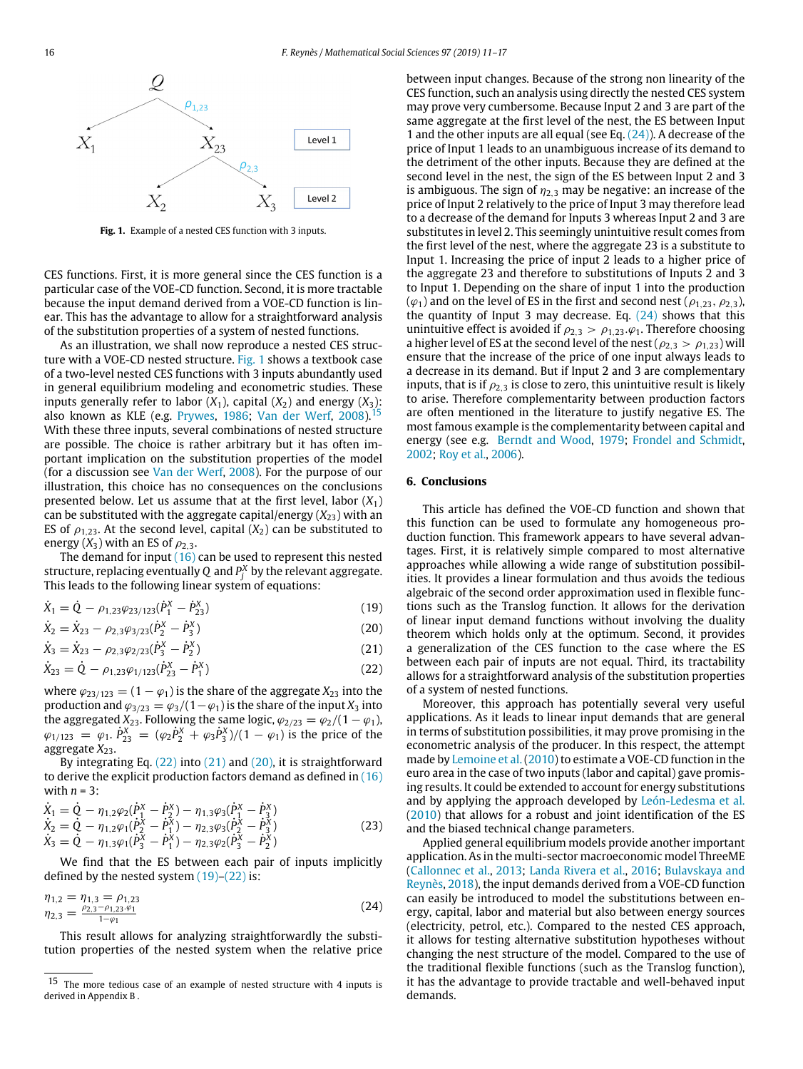Fig. 1. Example of a nested CES function with 3 inputs.

CES functions. First, it is more general since the CES function is a particular case of the VOE-CD function. Second, it is more tractable because the input demand derived from a VOE-CD function is linear. This has the advantage to allow for a straightforward analysis of the substitution properties of a system of nested functions.

As an illustration, we shall now reproduce a nested CES structure with a VOE-CD nested structure. Fig. 1 shows a textbook case of a two-level nested CES functions with 3 inputs abundantly used in general equilibrium modeling and econometric studies. These inputs generally refer to labor ($X_1$), capital ($X_2$) and energy ($X_3$): also known as KLE (e.g. Prywes, 1986; Van der Werf, 2008).[15] With these three inputs, several combinations of nested structure are possible. The choice is rather arbitrary but it has often important implication on the substitution properties of the model (for a discussion see Van der Werf, 2008). For the purpose of our illustration, this choice has no consequences on the conclusions presented below. Let us assume that at the first level, labor ($X_1$) can be substituted with the aggregate capital/energy ($X_{23}$) with an ES of $\rho_{1,23}$. At the second level, capital ($X_2$) can be substituted to energy ($X_3$) with an ES of $\rho_{2,3}$.

The demand for input (16) can be used to represent this nested structure, replacing eventually $Q$ and $P_j^X$ by the relevant aggregate. This leads to the following linear system of equations:

$$\dot{X}_1 = \dot{Q} - \rho_{1,23}\varphi_{23/123}(\dot{P}_1^X - \dot{P}_{23}^X) \tag{19}$$

$$\dot{X}_2 = \dot{X}_{23} - \rho_{2,3}\varphi_{3/23}(\dot{P}_2^X - \dot{P}_3^X) \tag{20}$$

$$\dot{X}_3 = \dot{X}_{23} - \rho_{2,3}\varphi_{2/23}(\dot{P}_3^X - \dot{P}_2^X) \tag{21}$$

$$\dot{X}_{23} = \dot{Q} - \rho_{1,23}\varphi_{1/123}(\dot{P}_{23}^X - \dot{P}_1^X) \tag{22}$$

where $\varphi_{23/123} = (1 - \varphi_1)$ is the share of the aggregate $X_{23}$ into the production and $\varphi_{3/23} = \varphi_3/(1-\varphi_1)$ is the share of the input $X_3$ into the aggregated $X_{23}$. Following the same logic, $\varphi_{2/23} = \varphi_2/(1 - \varphi_1)$, $\varphi_{1/123} = \varphi_1$. $\dot{P}_{23}^X = (\varphi_2\dot{P}_2^X + \varphi_3\dot{P}_3^X)/(1 - \varphi_1)$ is the price of the aggregate $X_{23}$.

By integrating Eq. (22) into (21) and (20), it is straightforward to derive the explicit production factors demand as defined in (16) with $n = 3$:

$$\begin{aligned} \dot{X}_1 &= \dot{Q} - \eta_{1,2}\varphi_2(\dot{P}_1^X - \dot{P}_2^X) - \eta_{1,3}\varphi_3(\dot{P}_1^X - \dot{P}_3^X) \\ \dot{X}_2 &= \dot{Q} - \eta_{1,2}\varphi_1(\dot{P}_2^X - \dot{P}_1^X) - \eta_{2,3}\varphi_3(\dot{P}_2^X - \dot{P}_3^X) \\ \dot{X}_3 &= \dot{Q} - \eta_{1,3}\varphi_1(\dot{P}_3^X - \dot{P}_1^X) - \eta_{2,3}\varphi_2(\dot{P}_3^X - \dot{P}_2^X) \end{aligned} \tag{23}$$

We find that the ES between each pair of inputs implicitly defined by the nested system (19)–(22) is:

$$\begin{aligned} \eta_{1,2} &= \eta_{1,3} = \rho_{1,23} \\ \eta_{2,3} &= \frac{\rho_{2,3} - \rho_{1,23}.\varphi_1}{1 - \varphi_1} \end{aligned} \tag{24}$$

This result allows for analyzing straightforwardly the substitution properties of the nested system when the relative price between input changes. Because of the strong non linearity of the CES function, such an analysis using directly the nested CES system may prove very cumbersome. Because Input 2 and 3 are part of the same aggregate at the first level of the nest, the ES between Input 1 and the other inputs are all equal (see Eq. (24)). A decrease of the price of Input 1 leads to an unambiguous increase of its demand to the detriment of the other inputs. Because they are defined at the second level in the nest, the sign of the ES between Input 2 and 3 is ambiguous. The sign of $\eta_{2,3}$ may be negative: an increase of the price of Input 2 relatively to the price of Input 3 may therefore lead to a decrease of the demand for Inputs 3 whereas Input 2 and 3 are substitutes in level 2. This seemingly unintuitive result comes from the first level of the nest, where the aggregate 23 is a substitute to Input 1. Increasing the price of input 2 leads to a higher price of the aggregate 23 and therefore to substitutions of Inputs 2 and 3 to Input 1. Depending on the share of input 1 into the production ($\varphi_1$) and on the level of ES in the first and second nest ($\rho_{1,23}$, $\rho_{2,3}$), the quantity of Input 3 may decrease. Eq. (24) shows that this unintuitive effect is avoided if $\rho_{2,3} > \rho_{1,23}.\varphi_1$. Therefore choosing a higher level of ES at the second level of the nest ($\rho_{2,3} > \rho_{1,23}$) will ensure that the increase of the price of one input always leads to a decrease in its demand. But if Input 2 and 3 are complementary inputs, that is if $\rho_{2,3}$ is close to zero, this unintuitive result is likely to arise. Therefore complementarity between production factors are often mentioned in the literature to justify negative ES. The most famous example is the complementarity between capital and energy (see e.g. Berndt and Wood, 1979; Frondel and Schmidt, 2002; Roy et al., 2006).

## 6. Conclusions

This article has defined the VOE-CD function and shown that this function can be used to formulate any homogeneous production function. This framework appears to have several advantages. First, it is relatively simple compared to most alternative approaches while allowing a wide range of substitution possibilities. It provides a linear formulation and thus avoids the tedious algebraic of the second order approximation used in flexible functions such as the Translog function. It allows for the derivation of linear input demand functions without involving the duality theorem which holds only at the optimum. Second, it provides a generalization of the CES function to the case where the ES between each pair of inputs are not equal. Third, its tractability allows for a straightforward analysis of the substitution properties of a system of nested functions.

Moreover, this approach has potentially several very useful applications. As it leads to linear input demands that are general in terms of substitution possibilities, it may prove promising in the econometric analysis of the producer. In this respect, the attempt made by Lemoine et al. (2010) to estimate a VOE-CD function in the euro area in the case of two inputs (labor and capital) gave promising results. It could be extended to account for energy substitutions and by applying the approach developed by León-Ledesma et al. (2010) that allows for a robust and joint identification of the ES and the biased technical change parameters.

Applied general equilibrium models provide another important application. As in the multi-sector macroeconomic model ThreeME (Callonnec et al., 2013; Landa Rivera et al., 2016; Bulavskaya and Reynès, 2018), the input demands derived from a VOE-CD function can easily be introduced to model the substitutions between energy, capital, labor and material but also between energy sources (electricity, petrol, etc.). Compared to the nested CES approach, it allows for testing alternative substitution hypotheses without changing the nest structure of the model. Compared to the use of the traditional flexible functions (such as the Translog function), it has the advantage to provide tractable and well-behaved input demands.

[15] The more tedious case of an example of nested structure with 4 inputs is derived in Appendix B .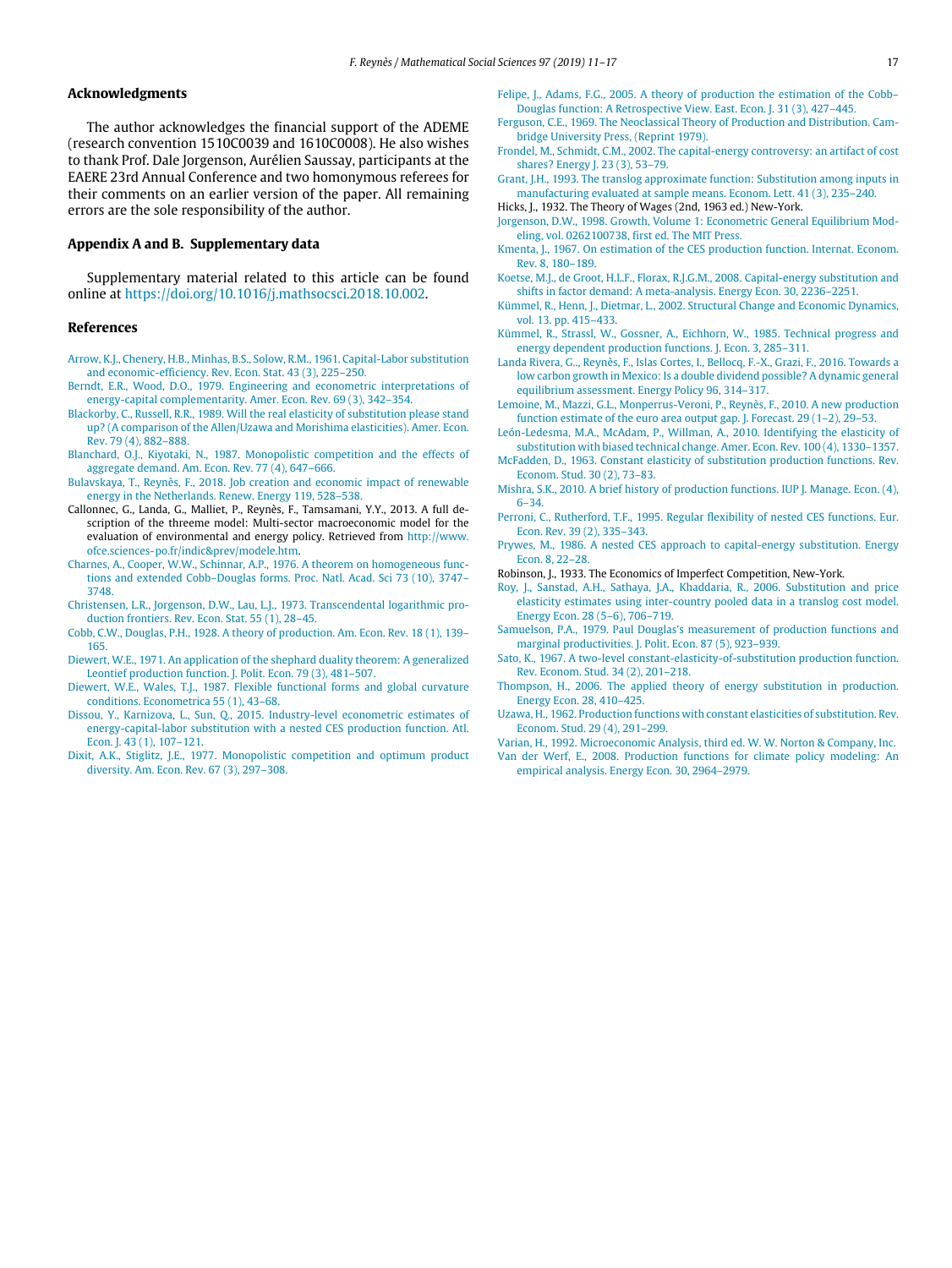## Acknowledgments

The author acknowledges the financial support of the ADEME (research convention 1510C0039 and 1610C0008). He also wishes to thank Prof. Dale Jorgenson, Aurélien Saussay, participants at the EAERE 23rd Annual Conference and two homonymous referees for their comments on an earlier version of the paper. All remaining errors are the sole responsibility of the author.

## Appendix A and B. Supplementary data

Supplementary material related to this article can be found online at https://doi.org/10.1016/j.mathsocsci.2018.10.002.

## References

Arrow, K.J., Chenery, H.B., Minhas, B.S., Solow, R.M., 1961. Capital-Labor substitution and economic-efficiency. Rev. Econ. Stat. 43 (3), 225–250.

Berndt, E.R., Wood, D.O., 1979. Engineering and econometric interpretations of energy-capital complementarity. Amer. Econ. Rev. 69 (3), 342–354.

Blackorby, C., Russell, R.R., 1989. Will the real elasticity of substitution please stand up? (A comparison of the Allen/Uzawa and Morishima elasticities). Amer. Econ. Rev. 79 (4), 882–888.

Blanchard, O.J., Kiyotaki, N., 1987. Monopolistic competition and the effects of aggregate demand. Am. Econ. Rev. 77 (4), 647–666.

Bulavskaya, T., Reynès, F., 2018. Job creation and economic impact of renewable energy in the Netherlands. Renew. Energy 119, 528–538.

Callonnec, G., Landa, G., Malliet, P., Reynès, F., Tamsamani, Y.Y., 2013. A full description of the threeme model: Multi-sector macroeconomic model for the evaluation of environmental and energy policy. Retrieved from http://www.ofce.sciences-po.fr/indic&prev/modele.htm.

Charnes, A., Cooper, W.W., Schinnar, A.P., 1976. A theorem on homogeneous functions and extended Cobb–Douglas forms. Proc. Natl. Acad. Sci 73 (10), 3747–3748.

Christensen, L.R., Jorgenson, D.W., Lau, L.J., 1973. Transcendental logarithmic production frontiers. Rev. Econ. Stat. 55 (1), 28–45.

Cobb, C.W., Douglas, P.H., 1928. A theory of production. Am. Econ. Rev. 18 (1), 139–165.

Diewert, W.E., 1971. An application of the shephard duality theorem: A generalized Leontief production function. J. Polit. Econ. 79 (3), 481–507.

Diewert, W.E., Wales, T.J., 1987. Flexible functional forms and global curvature conditions. Econometrica 55 (1), 43–68.

Dissou, Y., Karnizova, L., Sun, Q., 2015. Industry-level econometric estimates of energy-capital-labor substitution with a nested CES production function. Atl. Econ. J. 43 (1), 107–121.

Dixit, A.K., Stiglitz, J.E., 1977. Monopolistic competition and optimum product diversity. Am. Econ. Rev. 67 (3), 297–308.

Felipe, J., Adams, F.G., 2005. A theory of production the estimation of the Cobb–Douglas function: A Retrospective View. East. Econ. J. 31 (3), 427–445.

Ferguson, C.E., 1969. The Neoclassical Theory of Production and Distribution. Cambridge University Press, (Reprint 1979).

Frondel, M., Schmidt, C.M., 2002. The capital-energy controversy: an artifact of cost shares? Energy J. 23 (3), 53–79.

Grant, J.H., 1993. The translog approximate function: Substitution among inputs in manufacturing evaluated at sample means. Econom. Lett. 41 (3), 235–240.

Hicks, J., 1932. The Theory of Wages (2nd, 1963 ed.) New-York.

Jorgenson, D.W., 1998. Growth, Volume 1: Econometric General Equilibrium Modeling, vol. 0262100738, first ed. The MIT Press.

Kmenta, J., 1967. On estimation of the CES production function. Internat. Econom. Rev. 8, 180–189.

Koetse, M.J., de Groot, H.L.F., Florax, R.J.G.M., 2008. Capital-energy substitution and shifts in factor demand: A meta-analysis. Energy Econ. 30, 2236–2251.

Kümmel, R., Henn, J., Dietmar, L., 2002. Structural Change and Economic Dynamics, vol. 13. pp. 415–433.

Kümmel, R., Strassl, W., Gossner, A., Eichhorn, W., 1985. Technical progress and energy dependent production functions. J. Econ. 3, 285–311.

Landa Rivera, G., Reynès, F., Islas Cortes, I., Bellocq, F.-X., Grazi, F., 2016. Towards a low carbon growth in Mexico: Is a double dividend possible? A dynamic general equilibrium assessment. Energy Policy 96, 314–317.

Lemoine, M., Mazzi, G.L., Monperrus-Veroni, P., Reynès, F., 2010. A new production function estimate of the euro area output gap. J. Forecast. 29 (1–2), 29–53.

León-Ledesma, M.A., McAdam, P., Willman, A., 2010. Identifying the elasticity of substitution with biased technical change. Amer. Econ. Rev. 100 (4), 1330–1357.

McFadden, D., 1963. Constant elasticity of substitution production functions. Rev. Econom. Stud. 30 (2), 73–83.

Mishra, S.K., 2010. A brief history of production functions. IUP J. Manage. Econ. (4), 6–34.

Perroni, C., Rutherford, T.F., 1995. Regular flexibility of nested CES functions. Eur. Econ. Rev. 39 (2), 335–343.

Prywes, M., 1986. A nested CES approach to capital-energy substitution. Energy Econ. 8, 22–28.

Robinson, J., 1933. The Economics of Imperfect Competition, New-York.

Roy, J., Sanstad, A.H., Sathaya, J.A., Khaddaria, R., 2006. Substitution and price elasticity estimates using inter-country pooled data in a translog cost model. Energy Econ. 28 (5–6), 706–719.

Samuelson, P.A., 1979. Paul Douglas's measurement of production functions and marginal productivities. J. Polit. Econ. 87 (5), 923–939.

Sato, K., 1967. A two-level constant-elasticity-of-substitution production function. Rev. Econom. Stud. 34 (2), 201–218.

Thompson, H., 2006. The applied theory of energy substitution in production. Energy Econ. 28, 410–425.

Uzawa, H., 1962. Production functions with constant elasticities of substitution. Rev. Econom. Stud. 29 (4), 291–299.

Varian, H., 1992. Microeconomic Analysis, third ed. W. W. Norton & Company, Inc.

Van der Werf, E., 2008. Production functions for climate policy modeling: An empirical analysis. Energy Econ. 30, 2964–2979.